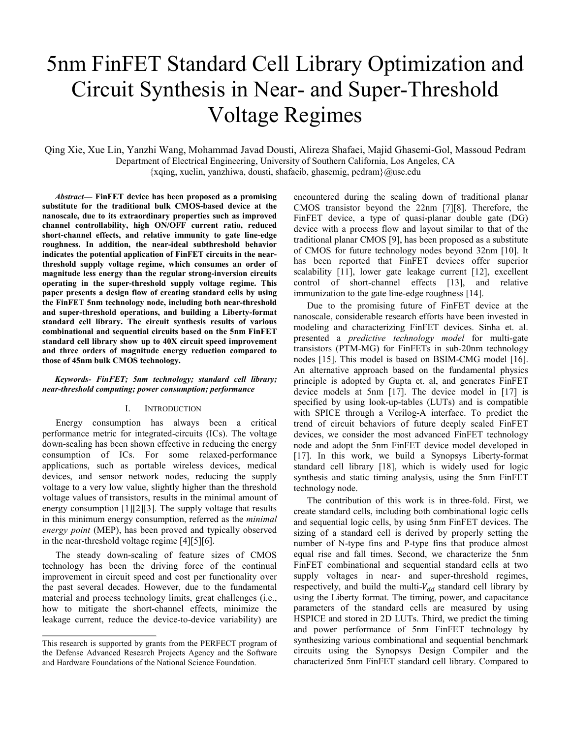# 5nm FinFET Standard Cell Library Optimization and Circuit Synthesis in Near- and Super-Threshold Voltage Regimes

Qing Xie, Xue Lin, Yanzhi Wang, Mohammad Javad Dousti, Alireza Shafaei, Majid Ghasemi-Gol, Massoud Pedram

Department of Electrical Engineering, University of Southern California, Los Angeles, CA

{xqing, xuelin, yanzhiwa, dousti, shafaeib, ghasemig, pedram}@usc.edu

***Abstract*— FinFET device has been proposed as a promising substitute for the traditional bulk CMOS-based device at the nanoscale, due to its extraordinary properties such as improved channel controllability, high ON/OFF current ratio, reduced short-channel effects, and relative immunity to gate line-edge roughness. In addition, the near-ideal subthreshold behavior indicates the potential application of FinFET circuits in the near-threshold supply voltage regime, which consumes an order of magnitude less energy than the regular strong-inversion circuits operating in the super-threshold supply voltage regime. This paper presents a design flow of creating standard cells by using the FinFET 5nm technology node, including both near-threshold and super-threshold operations, and building a Liberty-format standard cell library. The circuit synthesis results of various combinational and sequential circuits based on the 5nm FinFET standard cell library show up to 40X circuit speed improvement and three orders of magnitude energy reduction compared to those of 45nm bulk CMOS technology.**

***Keywords- FinFET; 5nm technology; standard cell library; near-threshold computing; power consumption; performance***

## I. Introduction

Energy consumption has always been a critical performance metric for integrated-circuits (ICs). The voltage down-scaling has been shown effective in reducing the energy consumption of ICs. For some relaxed-performance applications, such as portable wireless devices, medical devices, and sensor network nodes, reducing the supply voltage to a very low value, slightly higher than the threshold voltage values of transistors, results in the minimal amount of energy consumption [1][2][3]. The supply voltage that results in this minimum energy consumption, referred as the *minimal energy point* (MEP), has been proved and typically observed in the near-threshold voltage regime [4][5][6].

The steady down-scaling of feature sizes of CMOS technology has been the driving force of the continual improvement in circuit speed and cost per functionality over the past several decades. However, due to the fundamental material and process technology limits, great challenges (i.e., how to mitigate the short-channel effects, minimize the leakage current, reduce the device-to-device variability) are encountered during the scaling down of traditional planar CMOS transistor beyond the 22nm [7][8]. Therefore, the FinFET device, a type of quasi-planar double gate (DG) device with a process flow and layout similar to that of the traditional planar CMOS [9], has been proposed as a substitute of CMOS for future technology nodes beyond 32nm [10]. It has been reported that FinFET devices offer superior scalability [11], lower gate leakage current [12], excellent control of short-channel effects [13], and relative immunization to the gate line-edge roughness [14].

Due to the promising future of FinFET device at the nanoscale, considerable research efforts have been invested in modeling and characterizing FinFET devices. Sinha et. al. presented a *predictive technology model* for multi-gate transistors (PTM-MG) for FinFETs in sub-20nm technology nodes [15]. This model is based on BSIM-CMG model [16]. An alternative approach based on the fundamental physics principle is adopted by Gupta et. al, and generates FinFET device models at 5nm [17]. The device model in [17] is specified by using look-up-tables (LUTs) and is compatible with SPICE through a Verilog-A interface. To predict the trend of circuit behaviors of future deeply scaled FinFET devices, we consider the most advanced FinFET technology node and adopt the 5nm FinFET device model developed in [17]. In this work, we build a Synopsys Liberty-format standard cell library [18], which is widely used for logic synthesis and static timing analysis, using the 5nm FinFET technology node.

The contribution of this work is in three-fold. First, we create standard cells, including both combinational logic cells and sequential logic cells, by using 5nm FinFET devices. The sizing of a standard cell is derived by properly setting the number of N-type fins and P-type fins that produce almost equal rise and fall times. Second, we characterize the 5nm FinFET combinational and sequential standard cells at two supply voltages in near- and super-threshold regimes, respectively, and build the multi-$V_{dd}$ standard cell library by using the Liberty format. The timing, power, and capacitance parameters of the standard cells are measured by using HSPICE and stored in 2D LUTs. Third, we predict the timing and power performance of 5nm FinFET technology by synthesizing various combinational and sequential benchmark circuits using the Synopsys Design Compiler and the characterized 5nm FinFET standard cell library. Compared to

---

This research is supported by grants from the PERFECT program of the Defense Advanced Research Projects Agency and the Software and Hardware Foundations of the National Science Foundation.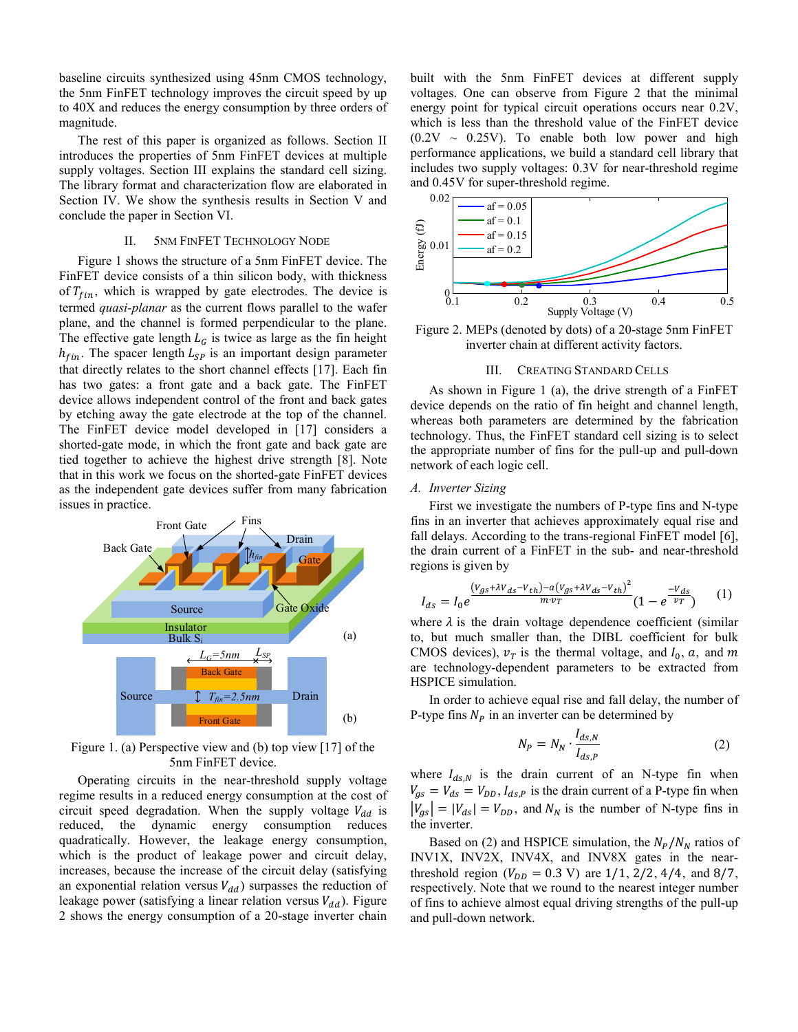baseline circuits synthesized using 45nm CMOS technology, the 5nm FinFET technology improves the circuit speed by up to 40X and reduces the energy consumption by three orders of magnitude.

The rest of this paper is organized as follows. Section II introduces the properties of 5nm FinFET devices at multiple supply voltages. Section III explains the standard cell sizing. The library format and characterization flow are elaborated in Section IV. We show the synthesis results in Section V and conclude the paper in Section VI.

## II. 5NM FINFET TECHNOLOGY NODE

Figure 1 shows the structure of a 5nm FinFET device. The FinFET device consists of a thin silicon body, with thickness of $T_{fin}$, which is wrapped by gate electrodes. The device is termed *quasi-planar* as the current flows parallel to the wafer plane, and the channel is formed perpendicular to the plane. The effective gate length $L_G$ is twice as large as the fin height $h_{fin}$. The spacer length $L_{SP}$ is an important design parameter that directly relates to the short channel effects [17]. Each fin has two gates: a front gate and a back gate. The FinFET device allows independent control of the front and back gates by etching away the gate electrode at the top of the channel. The FinFET device model developed in [17] considers a shorted-gate mode, in which the front gate and back gate are tied together to achieve the highest drive strength [8]. Note that in this work we focus on the shorted-gate FinFET devices as the independent gate devices suffer from many fabrication issues in practice.

Figure 1. (a) Perspective view and (b) top view [17] of the 5nm FinFET device.

Operating circuits in the near-threshold supply voltage regime results in a reduced energy consumption at the cost of circuit speed degradation. When the supply voltage $V_{dd}$ is reduced, the dynamic energy consumption reduces quadratically. However, the leakage energy consumption, which is the product of leakage power and circuit delay, increases, because the increase of the circuit delay (satisfying an exponential relation versus $V_{dd}$) surpasses the reduction of leakage power (satisfying a linear relation versus $V_{dd}$). Figure 2 shows the energy consumption of a 20-stage inverter chain built with the 5nm FinFET devices at different supply voltages. One can observe from Figure 2 that the minimal energy point for typical circuit operations occurs near 0.2V, which is less than the threshold value of the FinFET device (0.2V ~ 0.25V). To enable both low power and high performance applications, we build a standard cell library that includes two supply voltages: 0.3V for near-threshold regime and 0.45V for super-threshold regime.

Figure 2. MEPs (denoted by dots) of a 20-stage 5nm FinFET inverter chain at different activity factors.

## III. CREATING STANDARD CELLS

As shown in Figure 1 (a), the drive strength of a FinFET device depends on the ratio of fin height and channel length, whereas both parameters are determined by the fabrication technology. Thus, the FinFET standard cell sizing is to select the appropriate number of fins for the pull-up and pull-down network of each logic cell.

### A. Inverter Sizing

First we investigate the numbers of P-type fins and N-type fins in an inverter that achieves approximately equal rise and fall delays. According to the trans-regional FinFET model [6], the drain current of a FinFET in the sub- and near-threshold regions is given by

$$I_{ds} = I_0 e^{\frac{(V_{gs}+\lambda V_{ds}-V_{th})-a(V_{gs}+\lambda V_{ds}-V_{th})^2}{m\cdot v_T}}\left(1 - e^{\frac{-V_{ds}}{v_T}}\right) \quad (1)$$

where $\lambda$ is the drain voltage dependence coefficient (similar to, but much smaller than, the DIBL coefficient for bulk CMOS devices), $v_T$ is the thermal voltage, and $I_0$, $a$, and $m$ are technology-dependent parameters to be extracted from HSPICE simulation.

In order to achieve equal rise and fall delay, the number of P-type fins $N_P$ in an inverter can be determined by

$$N_P = N_N \cdot \frac{I_{ds,N}}{I_{ds,P}} \quad (2)$$

where $I_{ds,N}$ is the drain current of an N-type fin when $V_{gs} = V_{ds} = V_{DD}$, $I_{ds,P}$ is the drain current of a P-type fin when $|V_{gs}| = |V_{ds}| = V_{DD}$, and $N_N$ is the number of N-type fins in the inverter.

Based on (2) and HSPICE simulation, the $N_P/N_N$ ratios of INV1X, INV2X, INV4X, and INV8X gates in the near-threshold region ($V_{DD} = 0.3$ V) are $1/1$, $2/2$, $4/4$, and $8/7$, respectively. Note that we round to the nearest integer number of fins to achieve almost equal driving strengths of the pull-up and pull-down network.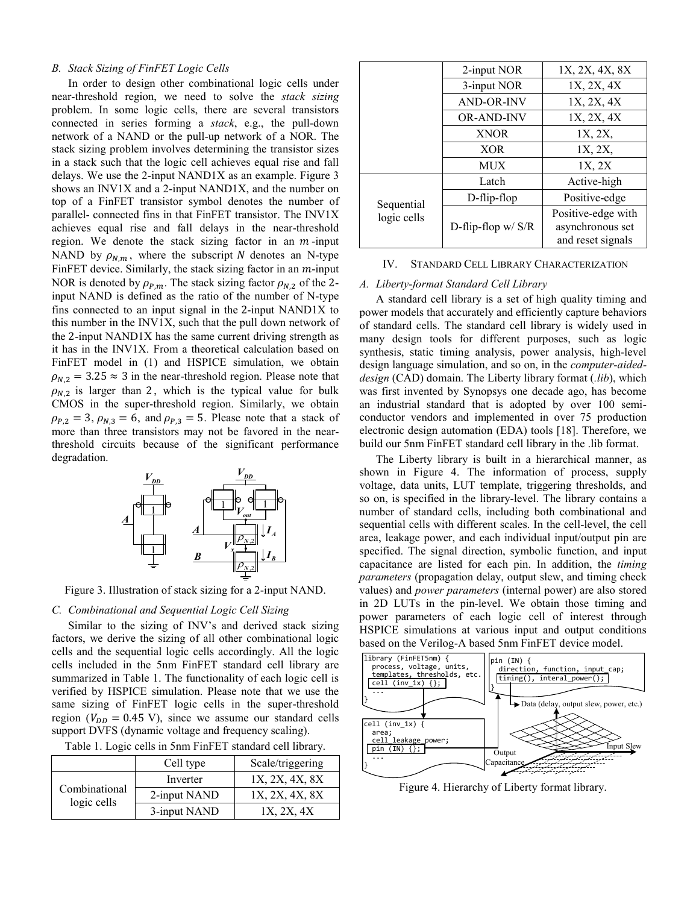### B. Stack Sizing of FinFET Logic Cells

In order to design other combinational logic cells under near-threshold region, we need to solve the *stack sizing* problem. In some logic cells, there are several transistors connected in series forming a *stack*, e.g., the pull-down network of a NAND or the pull-up network of a NOR. The stack sizing problem involves determining the transistor sizes in a stack such that the logic cell achieves equal rise and fall delays. We use the 2-input NAND1X as an example. Figure 3 shows an INV1X and a 2-input NAND1X, and the number on top of a FinFET transistor symbol denotes the number of parallel- connected fins in that FinFET transistor. The INV1X achieves equal rise and fall delays in the near-threshold region. We denote the stack sizing factor in an $m$-input NAND by $\rho_{N,m}$, where the subscript $N$ denotes an N-type FinFET device. Similarly, the stack sizing factor in an $m$-input NOR is denoted by $\rho_{P,m}$. The stack sizing factor $\rho_{N,2}$ of the 2-input NAND is defined as the ratio of the number of N-type fins connected to an input signal in the 2-input NAND1X to this number in the INV1X, such that the pull down network of the 2-input NAND1X has the same current driving strength as it has in the INV1X. From a theoretical calculation based on FinFET model in (1) and HSPICE simulation, we obtain $\rho_{N,2} = 3.25 \approx 3$ in the near-threshold region. Please note that $\rho_{N,2}$ is larger than 2, which is the typical value for bulk CMOS in the super-threshold region. Similarly, we obtain $\rho_{P,2} = 3$, $\rho_{N,3} = 6$, and $\rho_{P,3} = 5$. Please note that a stack of more than three transistors may not be favored in the near-threshold circuits because of the significant performance degradation.

Figure 3. Illustration of stack sizing for a 2-input NAND.

### C. Combinational and Sequential Logic Cell Sizing

Similar to the sizing of INV's and derived stack sizing factors, we derive the sizing of all other combinational logic cells and the sequential logic cells accordingly. All the logic cells included in the 5nm FinFET standard cell library are summarized in Table 1. The functionality of each logic cell is verified by HSPICE simulation. Please note that we use the same sizing of FinFET logic cells in the super-threshold region ($V_{DD} = 0.45$ V), since we assume our standard cells support DVFS (dynamic voltage and frequency scaling).

Table 1. Logic cells in 5nm FinFET standard cell library.

| | Cell type | Scale/triggering |
|---|---|---|
| Combinational logic cells | Inverter | 1X, 2X, 4X, 8X |
| | 2-input NAND | 1X, 2X, 4X, 8X |
| | 3-input NAND | 1X, 2X, 4X |
| | 2-input NOR | 1X, 2X, 4X, 8X |
| | 3-input NOR | 1X, 2X, 4X |
| | AND-OR-INV | 1X, 2X, 4X |
| | OR-AND-INV | 1X, 2X, 4X |
| | XNOR | 1X, 2X, |
| | XOR | 1X, 2X, |
| | MUX | 1X, 2X |
| Sequential logic cells | Latch | Active-high |
| | D-flip-flop | Positive-edge |
| | D-flip-flop w/ S/R | Positive-edge with asynchronous set and reset signals |

## IV. Standard Cell Library Characterization

### A. Liberty-format Standard Cell Library

A standard cell library is a set of high quality timing and power models that accurately and efficiently capture behaviors of standard cells. The standard cell library is widely used in many design tools for different purposes, such as logic synthesis, static timing analysis, power analysis, high-level design language simulation, and so on, in the *computer-aided-design* (CAD) domain. The Liberty library format (*.lib*), which was first invented by Synopsys one decade ago, has become an industrial standard that is adopted by over 100 semi-conductor vendors and implemented in over 75 production electronic design automation (EDA) tools [18]. Therefore, we build our 5nm FinFET standard cell library in the .lib format.

The Liberty library is built in a hierarchical manner, as shown in Figure 4. The information of process, supply voltage, data units, LUT template, triggering thresholds, and so on, is specified in the library-level. The library contains a number of standard cells, including both combinational and sequential cells with different scales. In the cell-level, the cell area, leakage power, and each individual input/output pin are specified. The signal direction, symbolic function, and input capacitance are listed for each pin. In addition, the *timing parameters* (propagation delay, output slew, and timing check values) and *power parameters* (internal power) are also stored in 2D LUTs in the pin-level. We obtain those timing and power parameters of each logic cell of interest through HSPICE simulations at various input and output conditions based on the Verilog-A based 5nm FinFET device model.

```
library (FinFET5nm) {
  process, voltage, units,
  templates, thresholds, etc.
  cell (inv_1x) {};
  ...
}
```

```
cell (inv_1x) {
  area;
  cell_leakage_power;
  pin (IN) {};
  ...
}
```

```
pin (IN) {
  direction, function, input_cap;
  timing(), interal_power();
}
```

Data (delay, output slew, power, etc.)

Output Capacitance

Input Slew

Figure 4. Hierarchy of Liberty format library.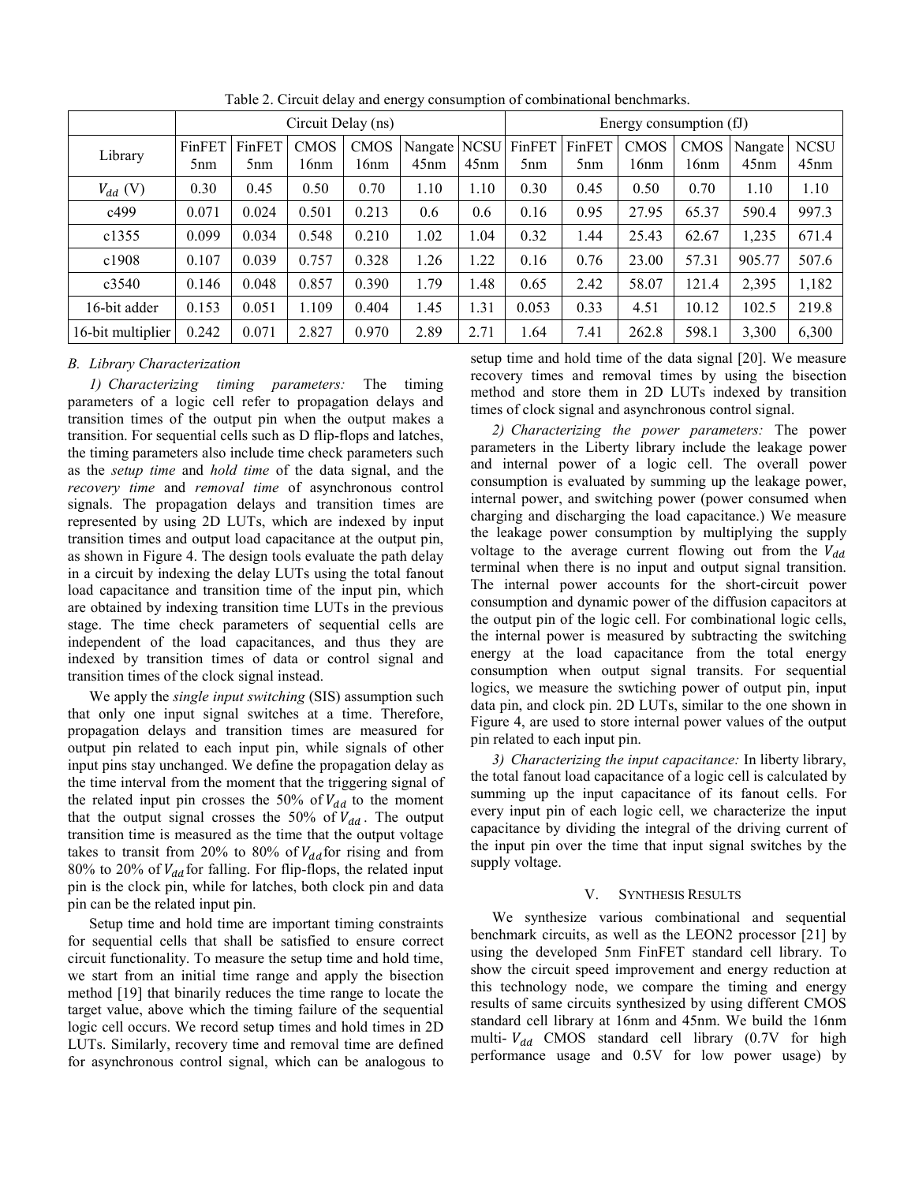Table 2. Circuit delay and energy consumption of combinational benchmarks.

| | Circuit Delay (ns) | | | | | | Energy consumption (fJ) | | | | | |
|---|---|---|---|---|---|---|---|---|---|---|---|---|
| Library | FinFET 5nm | FinFET 5nm | CMOS 16nm | CMOS 16nm | Nangate 45nm | NCSU 45nm | FinFET 5nm | FinFET 5nm | CMOS 16nm | CMOS 16nm | Nangate 45nm | NCSU 45nm |
| $V_{dd}$ (V) | 0.30 | 0.45 | 0.50 | 0.70 | 1.10 | 1.10 | 0.30 | 0.45 | 0.50 | 0.70 | 1.10 | 1.10 |
| c499 | 0.071 | 0.024 | 0.501 | 0.213 | 0.6 | 0.6 | 0.16 | 0.95 | 27.95 | 65.37 | 590.4 | 997.3 |
| c1355 | 0.099 | 0.034 | 0.548 | 0.210 | 1.02 | 1.04 | 0.32 | 1.44 | 25.43 | 62.67 | 1,235 | 671.4 |
| c1908 | 0.107 | 0.039 | 0.757 | 0.328 | 1.26 | 1.22 | 0.16 | 0.76 | 23.00 | 57.31 | 905.77 | 507.6 |
| c3540 | 0.146 | 0.048 | 0.857 | 0.390 | 1.79 | 1.48 | 0.65 | 2.42 | 58.07 | 121.4 | 2,395 | 1,182 |
| 16-bit adder | 0.153 | 0.051 | 1.109 | 0.404 | 1.45 | 1.31 | 0.053 | 0.33 | 4.51 | 10.12 | 102.5 | 219.8 |
| 16-bit multiplier | 0.242 | 0.071 | 2.827 | 0.970 | 2.89 | 2.71 | 1.64 | 7.41 | 262.8 | 598.1 | 3,300 | 6,300 |

### B. Library Characterization

*1) Characterizing timing parameters:* The timing parameters of a logic cell refer to propagation delays and transition times of the output pin when the output makes a transition. For sequential cells such as D flip-flops and latches, the timing parameters also include time check parameters such as the *setup time* and *hold time* of the data signal, and the *recovery time* and *removal time* of asynchronous control signals. The propagation delays and transition times are represented by using 2D LUTs, which are indexed by input transition times and output load capacitance at the output pin, as shown in Figure 4. The design tools evaluate the path delay in a circuit by indexing the delay LUTs using the total fanout load capacitance and transition time of the input pin, which are obtained by indexing transition time LUTs in the previous stage. The time check parameters of sequential cells are independent of the load capacitances, and thus they are indexed by transition times of data or control signal and transition times of the clock signal instead.

We apply the *single input switching* (SIS) assumption such that only one input signal switches at a time. Therefore, propagation delays and transition times are measured for output pin related to each input pin, while signals of other input pins stay unchanged. We define the propagation delay as the time interval from the moment that the triggering signal of the related input pin crosses the 50% of $V_{dd}$ to the moment that the output signal crosses the 50% of $V_{dd}$. The output transition time is measured as the time that the output voltage takes to transit from 20% to 80% of $V_{dd}$ for rising and from 80% to 20% of $V_{dd}$ for falling. For flip-flops, the related input pin is the clock pin, while for latches, both clock pin and data pin can be the related input pin.

Setup time and hold time are important timing constraints for sequential cells that shall be satisfied to ensure correct circuit functionality. To measure the setup time and hold time, we start from an initial time range and apply the bisection method [19] that binarily reduces the time range to locate the target value, above which the timing failure of the sequential logic cell occurs. We record setup times and hold times in 2D LUTs. Similarly, recovery time and removal time are defined for asynchronous control signal, which can be analogous to setup time and hold time of the data signal [20]. We measure recovery times and removal times by using the bisection method and store them in 2D LUTs indexed by transition times of clock signal and asynchronous control signal.

*2) Characterizing the power parameters:* The power parameters in the Liberty library include the leakage power and internal power of a logic cell. The overall power consumption is evaluated by summing up the leakage power, internal power, and switching power (power consumed when charging and discharging the load capacitance.) We measure the leakage power consumption by multiplying the supply voltage to the average current flowing out from the $V_{dd}$ terminal when there is no input and output signal transition. The internal power accounts for the short-circuit power consumption and dynamic power of the diffusion capacitors at the output pin of the logic cell. For combinational logic cells, the internal power is measured by subtracting the switching energy at the load capacitance from the total energy consumption when output signal transits. For sequential logics, we measure the swtiching power of output pin, input data pin, and clock pin. 2D LUTs, similar to the one shown in Figure 4, are used to store internal power values of the output pin related to each input pin.

*3) Characterizing the input capacitance:* In liberty library, the total fanout load capacitance of a logic cell is calculated by summing up the input capacitance of its fanout cells. For every input pin of each logic cell, we characterize the input capacitance by dividing the integral of the driving current of the input pin over the time that input signal switches by the supply voltage.

## V. Synthesis Results

We synthesize various combinational and sequential benchmark circuits, as well as the LEON2 processor [21] by using the developed 5nm FinFET standard cell library. To show the circuit speed improvement and energy reduction at this technology node, we compare the timing and energy results of same circuits synthesized by using different CMOS standard cell library at 16nm and 45nm. We build the 16nm multi-$V_{dd}$ CMOS standard cell library (0.7V for high performance usage and 0.5V for low power usage) by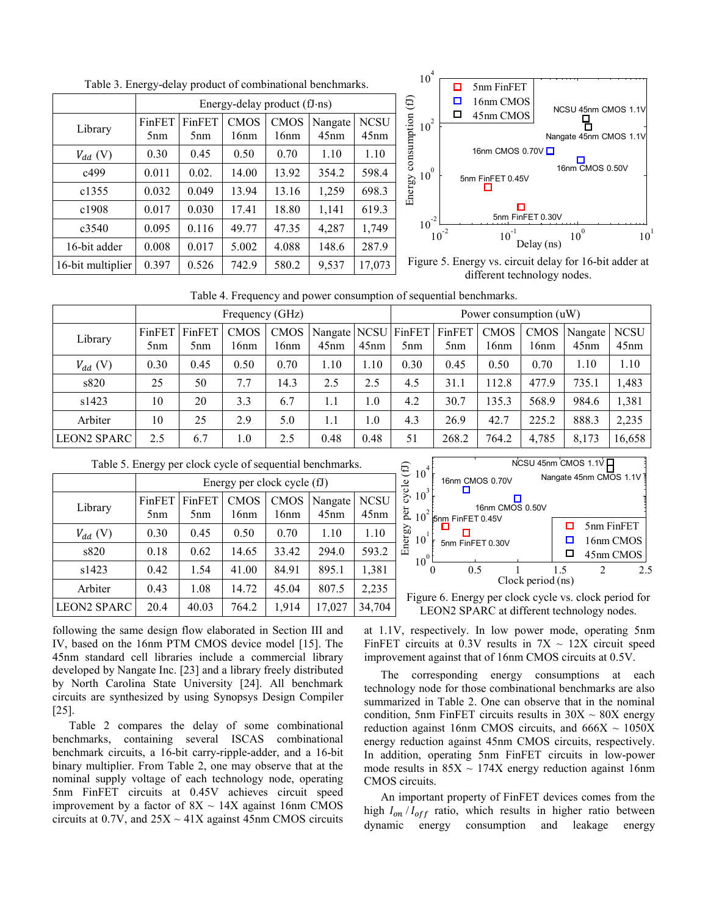Table 3. Energy-delay product of combinational benchmarks.

| Library | Energy-delay product (fJ·ns) | | | | | |
|---|---|---|---|---|---|---|
| | FinFET 5nm | FinFET 5nm | CMOS 16nm | CMOS 16nm | Nangate 45nm | NCSU 45nm |
| $V_{dd}$ (V) | 0.30 | 0.45 | 0.50 | 0.70 | 1.10 | 1.10 |
| c499 | 0.011 | 0.02. | 14.00 | 13.92 | 354.2 | 598.4 |
| c1355 | 0.032 | 0.049 | 13.94 | 13.16 | 1,259 | 698.3 |
| c1908 | 0.017 | 0.030 | 17.41 | 18.80 | 1,141 | 619.3 |
| c3540 | 0.095 | 0.116 | 49.77 | 47.35 | 4,287 | 1,749 |
| 16-bit adder | 0.008 | 0.017 | 5.002 | 4.088 | 148.6 | 287.9 |
| 16-bit multiplier | 0.397 | 0.526 | 742.9 | 580.2 | 9,537 | 17,073 |

Figure 5. Energy vs. circuit delay for 16-bit adder at different technology nodes.

Table 4. Frequency and power consumption of sequential benchmarks.

| Library | Frequency (GHz) | | | | | | Power consumption (uW) | | | | | |
|---|---|---|---|---|---|---|---|---|---|---|---|---|
| | FinFET 5nm | FinFET 5nm | CMOS 16nm | CMOS 16nm | Nangate 45nm | NCSU 45nm | FinFET 5nm | FinFET 5nm | CMOS 16nm | CMOS 16nm | Nangate 45nm | NCSU 45nm |
| $V_{dd}$ (V) | 0.30 | 0.45 | 0.50 | 0.70 | 1.10 | 1.10 | 0.30 | 0.45 | 0.50 | 0.70 | 1.10 | 1.10 |
| s820 | 25 | 50 | 7.7 | 14.3 | 2.5 | 2.5 | 4.5 | 31.1 | 112.8 | 477.9 | 735.1 | 1,483 |
| s1423 | 10 | 20 | 3.3 | 6.7 | 1.1 | 1.0 | 4.2 | 30.7 | 135.3 | 568.9 | 984.6 | 1,381 |
| Arbiter | 10 | 25 | 2.9 | 5.0 | 1.1 | 1.0 | 4.3 | 26.9 | 42.7 | 225.2 | 888.3 | 2,235 |
| LEON2 SPARC | 2.5 | 6.7 | 1.0 | 2.5 | 0.48 | 0.48 | 51 | 268.2 | 764.2 | 4,785 | 8,173 | 16,658 |

Table 5. Energy per clock cycle of sequential benchmarks.

| Library | Energy per clock cycle (fJ) | | | | | |
|---|---|---|---|---|---|---|
| | FinFET 5nm | FinFET 5nm | CMOS 16nm | CMOS 16nm | Nangate 45nm | NCSU 45nm |
| $V_{dd}$ (V) | 0.30 | 0.45 | 0.50 | 0.70 | 1.10 | 1.10 |
| s820 | 0.18 | 0.62 | 14.65 | 33.42 | 294.0 | 593.2 |
| s1423 | 0.42 | 1.54 | 41.00 | 84.91 | 895.1 | 1,381 |
| Arbiter | 0.43 | 1.08 | 14.72 | 45.04 | 807.5 | 2,235 |
| LEON2 SPARC | 20.4 | 40.03 | 764.2 | 1,914 | 17,027 | 34,704 |

Figure 6. Energy per clock cycle vs. clock period for LEON2 SPARC at different technology nodes.

following the same design flow elaborated in Section III and IV, based on the 16nm PTM CMOS device model [15]. The 45nm standard cell libraries include a commercial library developed by Nangate Inc. [23] and a library freely distributed by North Carolina State University [24]. All benchmark circuits are synthesized by using Synopsys Design Compiler [25].

Table 2 compares the delay of some combinational benchmarks, containing several ISCAS combinational benchmark circuits, a 16-bit carry-ripple-adder, and a 16-bit binary multiplier. From Table 2, one may observe that at the nominal supply voltage of each technology node, operating 5nm FinFET circuits at 0.45V achieves circuit speed improvement by a factor of 8X ~ 14X against 16nm CMOS circuits at 0.7V, and 25X ~ 41X against 45nm CMOS circuits at 1.1V, respectively. In low power mode, operating 5nm FinFET circuits at 0.3V results in 7X ~ 12X circuit speed improvement against that of 16nm CMOS circuits at 0.5V.

The corresponding energy consumptions at each technology node for those combinational benchmarks are also summarized in Table 2. One can observe that in the nominal condition, 5nm FinFET circuits results in 30X ~ 80X energy reduction against 16nm CMOS circuits, and 666X ~ 1050X energy reduction against 45nm CMOS circuits, respectively. In addition, operating 5nm FinFET circuits in low-power mode results in 85X ~ 174X energy reduction against 16nm CMOS circuits.

An important property of FinFET devices comes from the high $I_{on}/I_{off}$ ratio, which results in higher ratio between dynamic energy consumption and leakage energy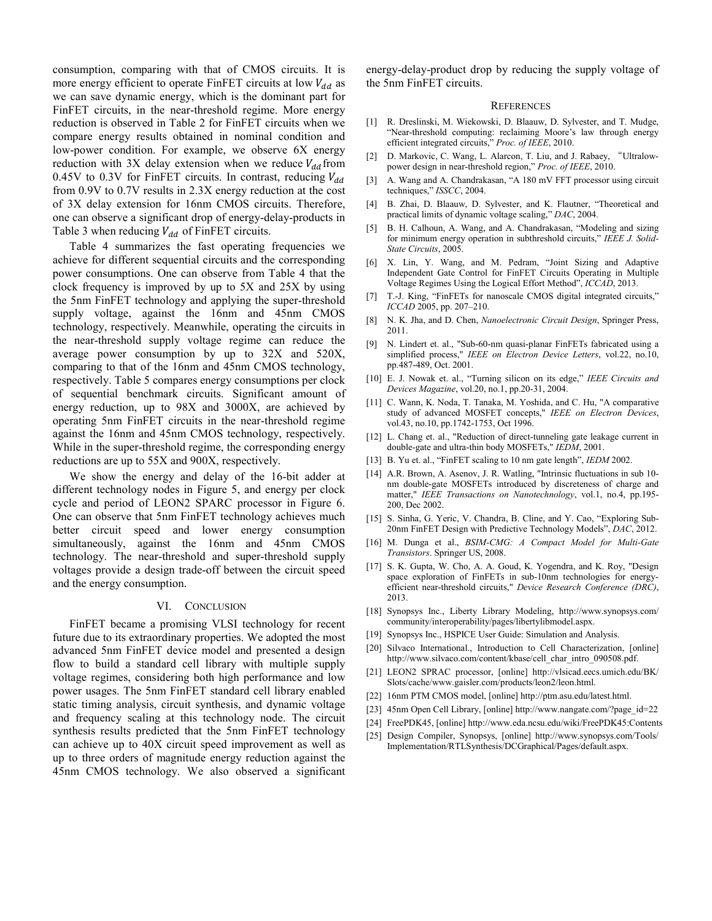consumption, comparing with that of CMOS circuits. It is more energy efficient to operate FinFET circuits at low $V_{dd}$ as we can save dynamic energy, which is the dominant part for FinFET circuits, in the near-threshold regime. More energy reduction is observed in Table 2 for FinFET circuits when we compare energy results obtained in nominal condition and low-power condition. For example, we observe 6X energy reduction with 3X delay extension when we reduce $V_{dd}$ from 0.45V to 0.3V for FinFET circuits. In contrast, reducing $V_{dd}$ from 0.9V to 0.7V results in 2.3X energy reduction at the cost of 3X delay extension for 16nm CMOS circuits. Therefore, one can observe a significant drop of energy-delay-products in Table 3 when reducing $V_{dd}$ of FinFET circuits.

Table 4 summarizes the fast operating frequencies we achieve for different sequential circuits and the corresponding power consumptions. One can observe from Table 4 that the clock frequency is improved by up to 5X and 25X by using the 5nm FinFET technology and applying the super-threshold supply voltage, against the 16nm and 45nm CMOS technology, respectively. Meanwhile, operating the circuits in the near-threshold supply voltage regime can reduce the average power consumption by up to 32X and 520X, comparing to that of the 16nm and 45nm CMOS technology, respectively. Table 5 compares energy consumptions per clock of sequential benchmark circuits. Significant amount of energy reduction, up to 98X and 3000X, are achieved by operating 5nm FinFET circuits in the near-threshold regime against the 16nm and 45nm CMOS technology, respectively. While in the super-threshold regime, the corresponding energy reductions are up to 55X and 900X, respectively.

We show the energy and delay of the 16-bit adder at different technology nodes in Figure 5, and energy per clock cycle and period of LEON2 SPARC processor in Figure 6. One can observe that 5nm FinFET technology achieves much better circuit speed and lower energy consumption simultaneously, against the 16nm and 45nm CMOS technology. The near-threshold and super-threshold supply voltages provide a design trade-off between the circuit speed and the energy consumption.

## VI. Conclusion

FinFET became a promising VLSI technology for recent future due to its extraordinary properties. We adopted the most advanced 5nm FinFET device model and presented a design flow to build a standard cell library with multiple supply voltage regimes, considering both high performance and low power usages. The 5nm FinFET standard cell library enabled static timing analysis, circuit synthesis, and dynamic voltage and frequency scaling at this technology node. The circuit synthesis results predicted that the 5nm FinFET technology can achieve up to 40X circuit speed improvement as well as up to three orders of magnitude energy reduction against the 45nm CMOS technology. We also observed a significant energy-delay-product drop by reducing the supply voltage of the 5nm FinFET circuits.

## References

[1] R. Dreslinski, M. Wiekowski, D. Blaauw, D. Sylvester, and T. Mudge, "Near-threshold computing: reclaiming Moore's law through energy efficient integrated circuits," *Proc. of IEEE*, 2010.

[2] D. Markovic, C. Wang, L. Alarcon, T. Liu, and J. Rabaey, "Ultralow-power design in near-threshold region," *Proc. of IEEE*, 2010.

[3] A. Wang and A. Chandrakasan, "A 180 mV FFT processor using circuit techniques," *ISSCC*, 2004.

[4] B. Zhai, D. Blaauw, D. Sylvester, and K. Flautner, "Theoretical and practical limits of dynamic voltage scaling," *DAC*, 2004.

[5] B. H. Calhoun, A. Wang, and A. Chandrakasan, "Modeling and sizing for minimum energy operation in subthreshold circuits," *IEEE J. Solid-State Circuits*, 2005.

[6] X. Lin, Y. Wang, and M. Pedram, "Joint Sizing and Adaptive Independent Gate Control for FinFET Circuits Operating in Multiple Voltage Regimes Using the Logical Effort Method", *ICCAD*, 2013.

[7] T.-J. King, "FinFETs for nanoscale CMOS digital integrated circuits," *ICCAD* 2005, pp. 207–210.

[8] N. K. Jha, and D. Chen, *Nanoelectronic Circuit Design*, Springer Press, 2011.

[9] N. Lindert et. al., "Sub-60-nm quasi-planar FinFETs fabricated using a simplified process," *IEEE on Electron Device Letters*, vol.22, no.10, pp.487-489, Oct. 2001.

[10] E. J. Nowak et. al., "Turning silicon on its edge," *IEEE Circuits and Devices Magazine*, vol.20, no.1, pp.20-31, 2004.

[11] C. Wann, K. Noda, T. Tanaka, M. Yoshida, and C. Hu, "A comparative study of advanced MOSFET concepts," *IEEE on Electron Devices*, vol.43, no.10, pp.1742-1753, Oct 1996.

[12] L. Chang et. al., "Reduction of direct-tunneling gate leakage current in double-gate and ultra-thin body MOSFETs," *IEDM*, 2001.

[13] B. Yu et. al., "FinFET scaling to 10 nm gate length", *IEDM* 2002.

[14] A.R. Brown, A. Asenov, J. R. Watling, "Intrinsic fluctuations in sub 10-nm double-gate MOSFETs introduced by discreteness of charge and matter," *IEEE Transactions on Nanotechnology*, vol.1, no.4, pp.195-200, Dec 2002.

[15] S. Sinha, G. Yeric, V. Chandra, B. Cline, and Y. Cao, "Exploring Sub-20nm FinFET Design with Predictive Technology Models", *DAC*, 2012.

[16] M. Dunga et al., *BSIM-CMG: A Compact Model for Multi-Gate Transistors*. Springer US, 2008.

[17] S. K. Gupta, W. Cho, A. A. Goud, K. Yogendra, and K. Roy, "Design space exploration of FinFETs in sub-10nm technologies for energy-efficient near-threshold circuits," *Device Research Conference (DRC)*, 2013.

[18] Synopsys Inc., Liberty Library Modeling, http://www.synopsys.com/community/interoperability/pages/libertylibmodel.aspx.

[19] Synopsys Inc., HSPICE User Guide: Simulation and Analysis.

[20] Silvaco International., Introduction to Cell Characterization, [online] http://www.silvaco.com/content/kbase/cell_char_intro_090508.pdf.

[21] LEON2 SPRAC processor, [online] http://vlsicad.eecs.umich.edu/BK/Slots/cache/www.gaisler.com/products/leon2/leon.html.

[22] 16nm PTM CMOS model, [online] http://ptm.asu.edu/latest.html.

[23] 45nm Open Cell Library, [online] http://www.nangate.com/?page_id=22

[24] FreePDK45, [online] http://www.eda.ncsu.edu/wiki/FreePDK45:Contents

[25] Design Compiler, Synopsys, [online] http://www.synopsys.com/Tools/Implementation/RTLSynthesis/DCGraphical/Pages/default.aspx.